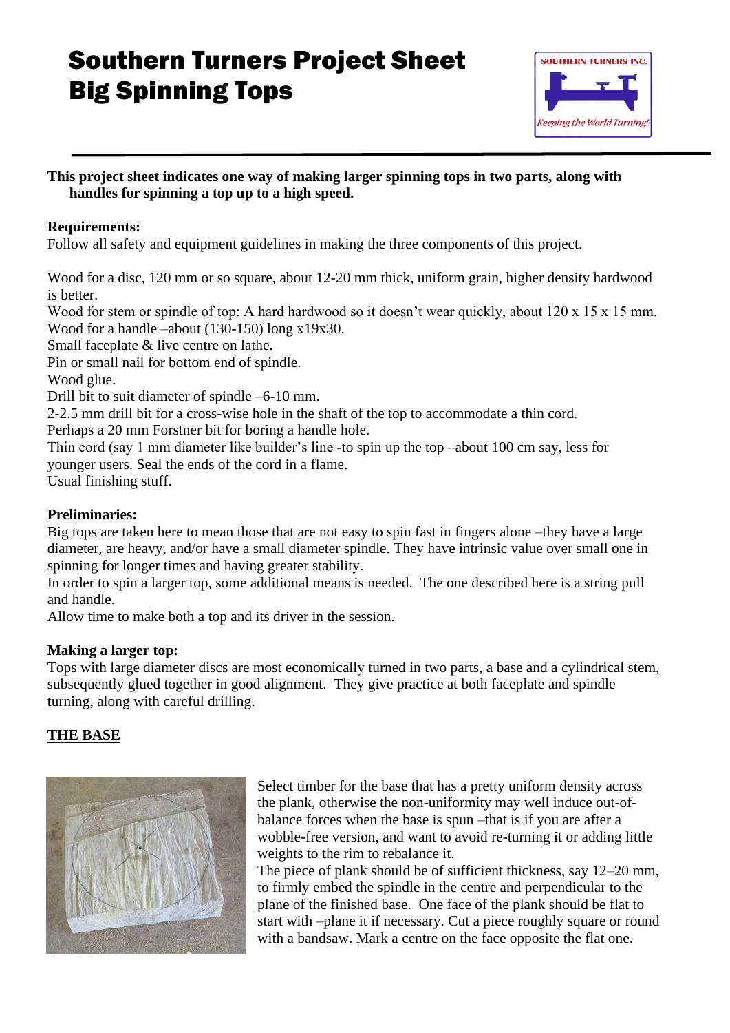# Southern Turners Project Sheet
# Big Spinning Tops

**This project sheet indicates one way of making larger spinning tops in two parts, along with handles for spinning a top up to a high speed.**

**Requirements:**

Follow all safety and equipment guidelines in making the three components of this project.

Wood for a disc, 120 mm or so square, about 12-20 mm thick, uniform grain, higher density hardwood is better.
Wood for stem or spindle of top: A hard hardwood so it doesn't wear quickly, about 120 x 15 x 15 mm.
Wood for a handle –about (130-150) long x19x30.
Small faceplate & live centre on lathe.
Pin or small nail for bottom end of spindle.
Wood glue.
Drill bit to suit diameter of spindle –6-10 mm.
2-2.5 mm drill bit for a cross-wise hole in the shaft of the top to accommodate a thin cord.
Perhaps a 20 mm Forstner bit for boring a handle hole.
Thin cord (say 1 mm diameter like builder's line -to spin up the top –about 100 cm say, less for younger users. Seal the ends of the cord in a flame.
Usual finishing stuff.

**Preliminaries:**

Big tops are taken here to mean those that are not easy to spin fast in fingers alone –they have a large diameter, are heavy, and/or have a small diameter spindle. They have intrinsic value over small one in spinning for longer times and having greater stability.
In order to spin a larger top, some additional means is needed. The one described here is a string pull and handle.
Allow time to make both a top and its driver in the session.

**Making a larger top:**

Tops with large diameter discs are most economically turned in two parts, a base and a cylindrical stem, subsequently glued together in good alignment. They give practice at both faceplate and spindle turning, along with careful drilling.

**<u>THE BASE</u>**

Select timber for the base that has a pretty uniform density across the plank, otherwise the non-uniformity may well induce out-of-balance forces when the base is spun –that is if you are after a wobble-free version, and want to avoid re-turning it or adding little weights to the rim to rebalance it.
The piece of plank should be of sufficient thickness, say 12–20 mm, to firmly embed the spindle in the centre and perpendicular to the plane of the finished base. One face of the plank should be flat to start with –plane it if necessary. Cut a piece roughly square or round with a bandsaw. Mark a centre on the face opposite the flat one.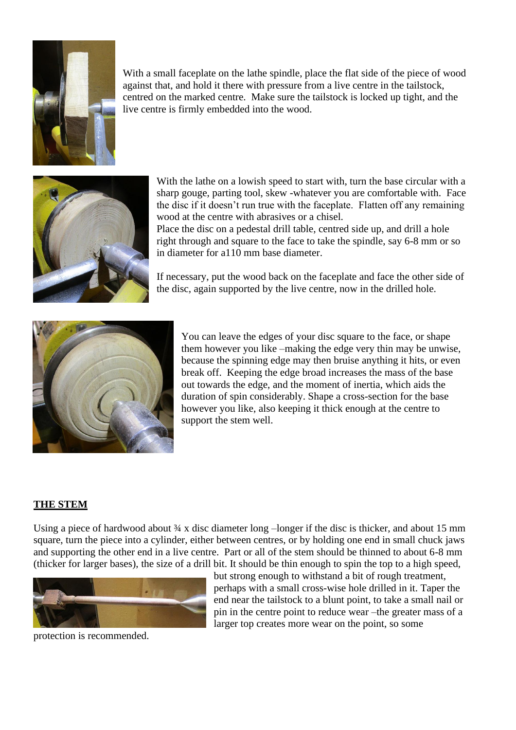With a small faceplate on the lathe spindle, place the flat side of the piece of wood against that, and hold it there with pressure from a live centre in the tailstock, centred on the marked centre. Make sure the tailstock is locked up tight, and the live centre is firmly embedded into the wood.

With the lathe on a lowish speed to start with, turn the base circular with a sharp gouge, parting tool, skew -whatever you are comfortable with. Face the disc if it doesn't run true with the faceplate. Flatten off any remaining wood at the centre with abrasives or a chisel.
Place the disc on a pedestal drill table, centred side up, and drill a hole right through and square to the face to take the spindle, say 6-8 mm or so in diameter for a110 mm base diameter.

If necessary, put the wood back on the faceplate and face the other side of the disc, again supported by the live centre, now in the drilled hole.

You can leave the edges of your disc square to the face, or shape them however you like –making the edge very thin may be unwise, because the spinning edge may then bruise anything it hits, or even break off. Keeping the edge broad increases the mass of the base out towards the edge, and the moment of inertia, which aids the duration of spin considerably. Shape a cross-section for the base however you like, also keeping it thick enough at the centre to support the stem well.

## THE STEM

Using a piece of hardwood about ¾ x disc diameter long –longer if the disc is thicker, and about 15 mm square, turn the piece into a cylinder, either between centres, or by holding one end in small chuck jaws and supporting the other end in a live centre. Part or all of the stem should be thinned to about 6-8 mm (thicker for larger bases), the size of a drill bit. It should be thin enough to spin the top to a high speed, but strong enough to withstand a bit of rough treatment, perhaps with a small cross-wise hole drilled in it. Taper the end near the tailstock to a blunt point, to take a small nail or pin in the centre point to reduce wear –the greater mass of a larger top creates more wear on the point, so some protection is recommended.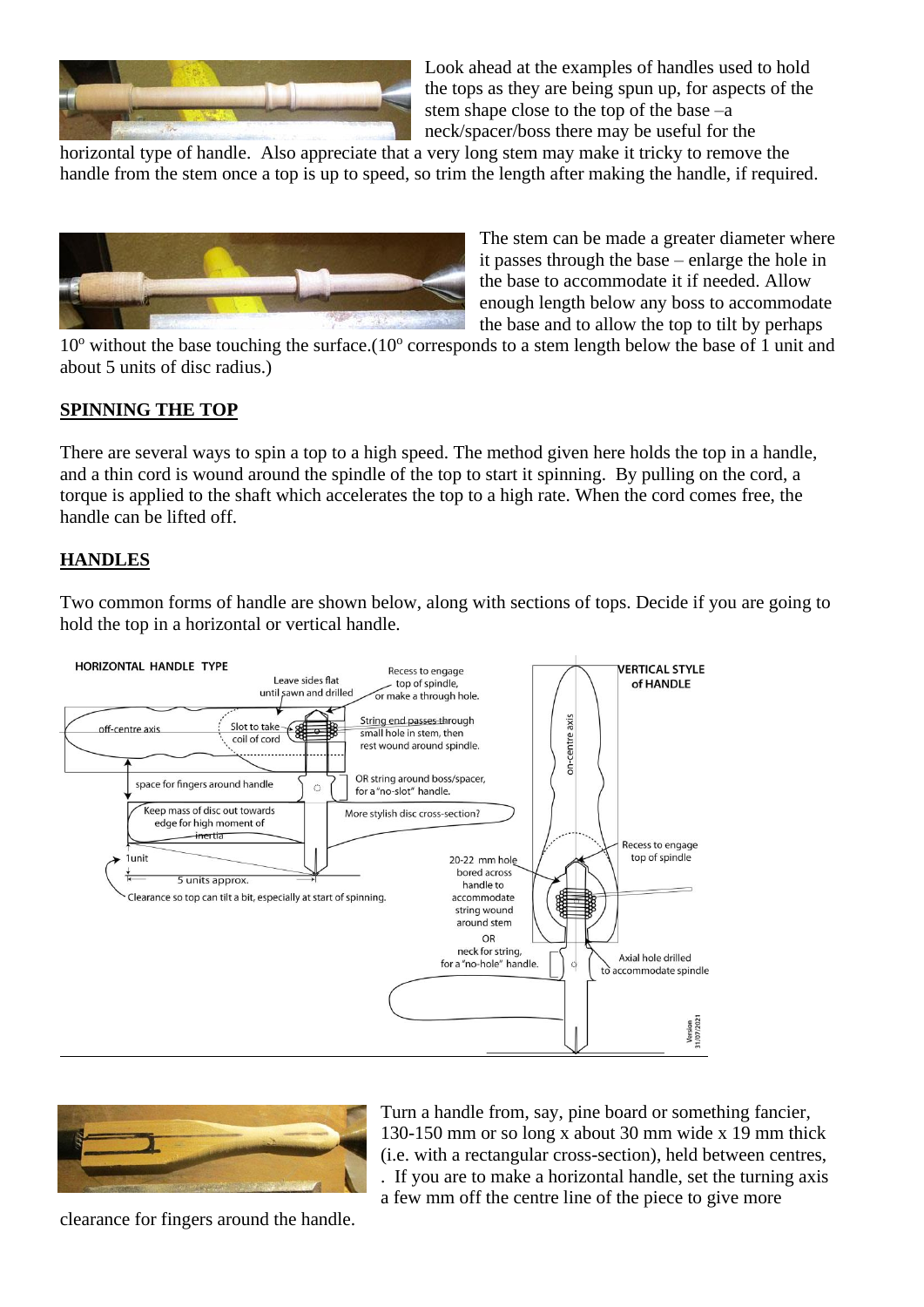Look ahead at the examples of handles used to hold the tops as they are being spun up, for aspects of the stem shape close to the top of the base –a neck/spacer/boss there may be useful for the horizontal type of handle. Also appreciate that a very long stem may make it tricky to remove the handle from the stem once a top is up to speed, so trim the length after making the handle, if required.

The stem can be made a greater diameter where it passes through the base – enlarge the hole in the base to accommodate it if needed. Allow enough length below any boss to accommodate the base and to allow the top to tilt by perhaps $10^o$ without the base touching the surface.($10^o$ corresponds to a stem length below the base of 1 unit and about 5 units of disc radius.)

## SPINNING THE TOP

There are several ways to spin a top to a high speed. The method given here holds the top in a handle, and a thin cord is wound around the spindle of the top to start it spinning. By pulling on the cord, a torque is applied to the shaft which accelerates the top to a high rate. When the cord comes free, the handle can be lifted off.

## HANDLES

Two common forms of handle are shown below, along with sections of tops. Decide if you are going to hold the top in a horizontal or vertical handle.

HORIZONTAL HANDLE TYPE

Leave sides flat until sawn and drilled

Recess to engage top of spindle, or make a through hole.

off-centre axis

Slot to take coil of cord

String end passes through small hole in stem, then rest wound around spindle.

space for fingers around handle

OR string around boss/spacer, for a "no-slot" handle.

Keep mass of disc out towards edge for high moment of inertia

More stylish disc cross-section?

1unit

5 units approx.

Clearance so top can tilt a bit, especially at start of spinning.

VERTICAL STYLE of HANDLE

on-centre axis

Recess to engage top of spindle

20-22 mm hole bored across handle to accommodate string wound around stem

OR

neck for string, for a "no-hole" handle.

Axial hole drilled to accommodate spindle

Version 31/07/2021

Turn a handle from, say, pine board or something fancier, 130-150 mm or so long x about 30 mm wide x 19 mm thick (i.e. with a rectangular cross-section), held between centres, . If you are to make a horizontal handle, set the turning axis a few mm off the centre line of the piece to give more clearance for fingers around the handle.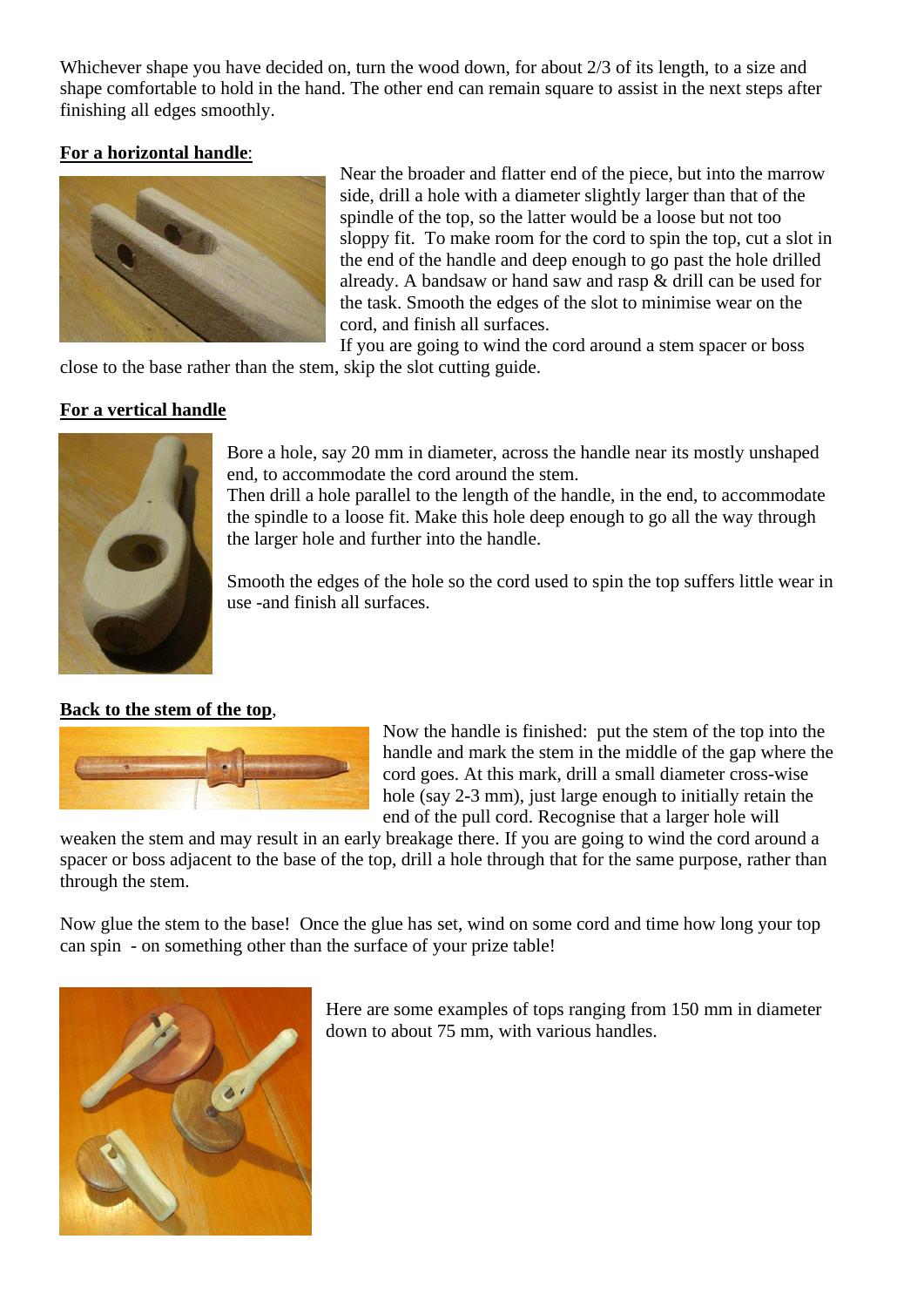Whichever shape you have decided on, turn the wood down, for about 2/3 of its length, to a size and shape comfortable to hold in the hand. The other end can remain square to assist in the next steps after finishing all edges smoothly.

**For a horizontal handle**:

Near the broader and flatter end of the piece, but into the marrow side, drill a hole with a diameter slightly larger than that of the spindle of the top, so the latter would be a loose but not too sloppy fit. To make room for the cord to spin the top, cut a slot in the end of the handle and deep enough to go past the hole drilled already. A bandsaw or hand saw and rasp & drill can be used for the task. Smooth the edges of the slot to minimise wear on the cord, and finish all surfaces.

If you are going to wind the cord around a stem spacer or boss close to the base rather than the stem, skip the slot cutting guide.

**For a vertical handle**

Bore a hole, say 20 mm in diameter, across the handle near its mostly unshaped end, to accommodate the cord around the stem.

Then drill a hole parallel to the length of the handle, in the end, to accommodate the spindle to a loose fit. Make this hole deep enough to go all the way through the larger hole and further into the handle.

Smooth the edges of the hole so the cord used to spin the top suffers little wear in use -and finish all surfaces.

**Back to the stem of the top**,

Now the handle is finished: put the stem of the top into the handle and mark the stem in the middle of the gap where the cord goes. At this mark, drill a small diameter cross-wise hole (say 2-3 mm), just large enough to initially retain the end of the pull cord. Recognise that a larger hole will weaken the stem and may result in an early breakage there. If you are going to wind the cord around a spacer or boss adjacent to the base of the top, drill a hole through that for the same purpose, rather than through the stem.

Now glue the stem to the base! Once the glue has set, wind on some cord and time how long your top can spin - on something other than the surface of your prize table!

Here are some examples of tops ranging from 150 mm in diameter down to about 75 mm, with various handles.